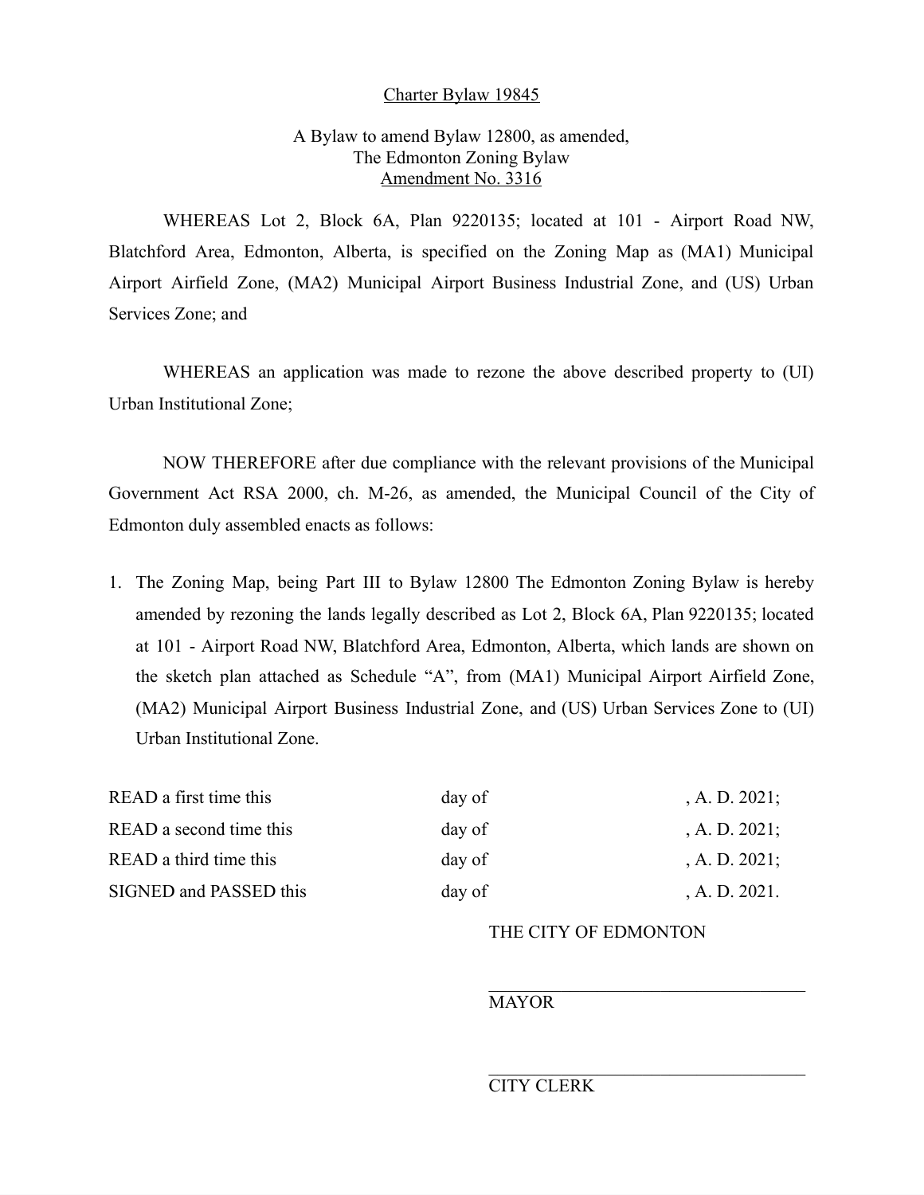Charter Bylaw 19845

A Bylaw to amend Bylaw 12800, as amended,
The Edmonton Zoning Bylaw
Amendment No. 3316

WHEREAS Lot 2, Block 6A, Plan 9220135; located at 101 - Airport Road NW, Blatchford Area, Edmonton, Alberta, is specified on the Zoning Map as (MA1) Municipal Airport Airfield Zone, (MA2) Municipal Airport Business Industrial Zone, and (US) Urban Services Zone; and

WHEREAS an application was made to rezone the above described property to (UI) Urban Institutional Zone;

NOW THEREFORE after due compliance with the relevant provisions of the Municipal Government Act RSA 2000, ch. M-26, as amended, the Municipal Council of the City of Edmonton duly assembled enacts as follows:

1. The Zoning Map, being Part III to Bylaw 12800 The Edmonton Zoning Bylaw is hereby amended by rezoning the lands legally described as Lot 2, Block 6A, Plan 9220135; located at 101 - Airport Road NW, Blatchford Area, Edmonton, Alberta, which lands are shown on the sketch plan attached as Schedule "A", from (MA1) Municipal Airport Airfield Zone, (MA2) Municipal Airport Business Industrial Zone, and (US) Urban Services Zone to (UI) Urban Institutional Zone.

| | | |
|---|---|---|
| READ a first time this | day of | , A. D. 2021; |
| READ a second time this | day of | , A. D. 2021; |
| READ a third time this | day of | , A. D. 2021; |
| SIGNED and PASSED this | day of | , A. D. 2021. |

THE CITY OF EDMONTON

_________________________________
MAYOR

_________________________________
CITY CLERK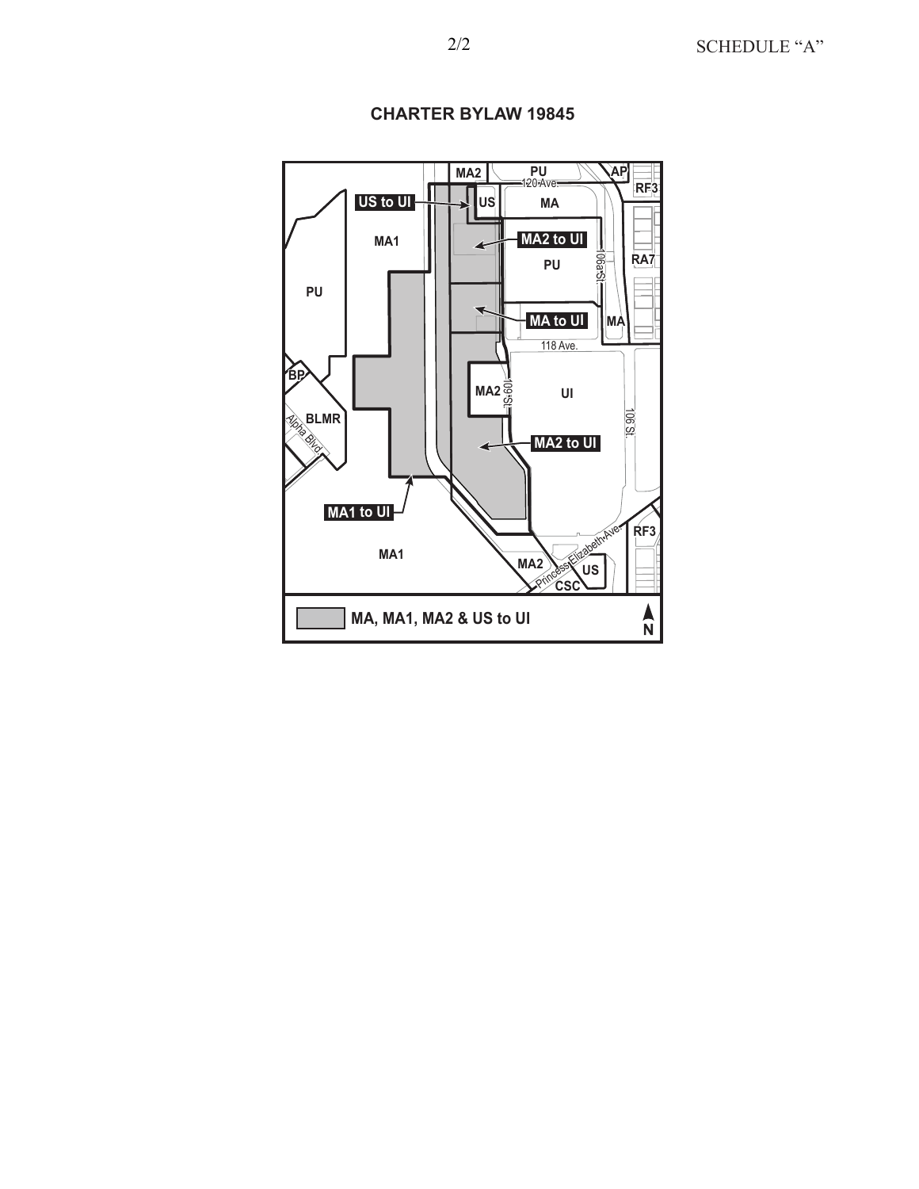SCHEDULE "A"

## CHARTER BYLAW 19845

US to UI

MA2 to UI

MA to UI

MA2 to UI

MA1 to UI

MA2

PU

AP

120 Ave.

RF3

US

MA

MA1

PU

106a St.

RA7

PU

MA

118 Ave.

BP

MA2

109 St.

UI

106 St.

BLMR

Alpha Blvd.

RF3

MA1

MA2

Princess Elizabeth Ave.

US

CSC

MA, MA1, MA2 & US to UI

N